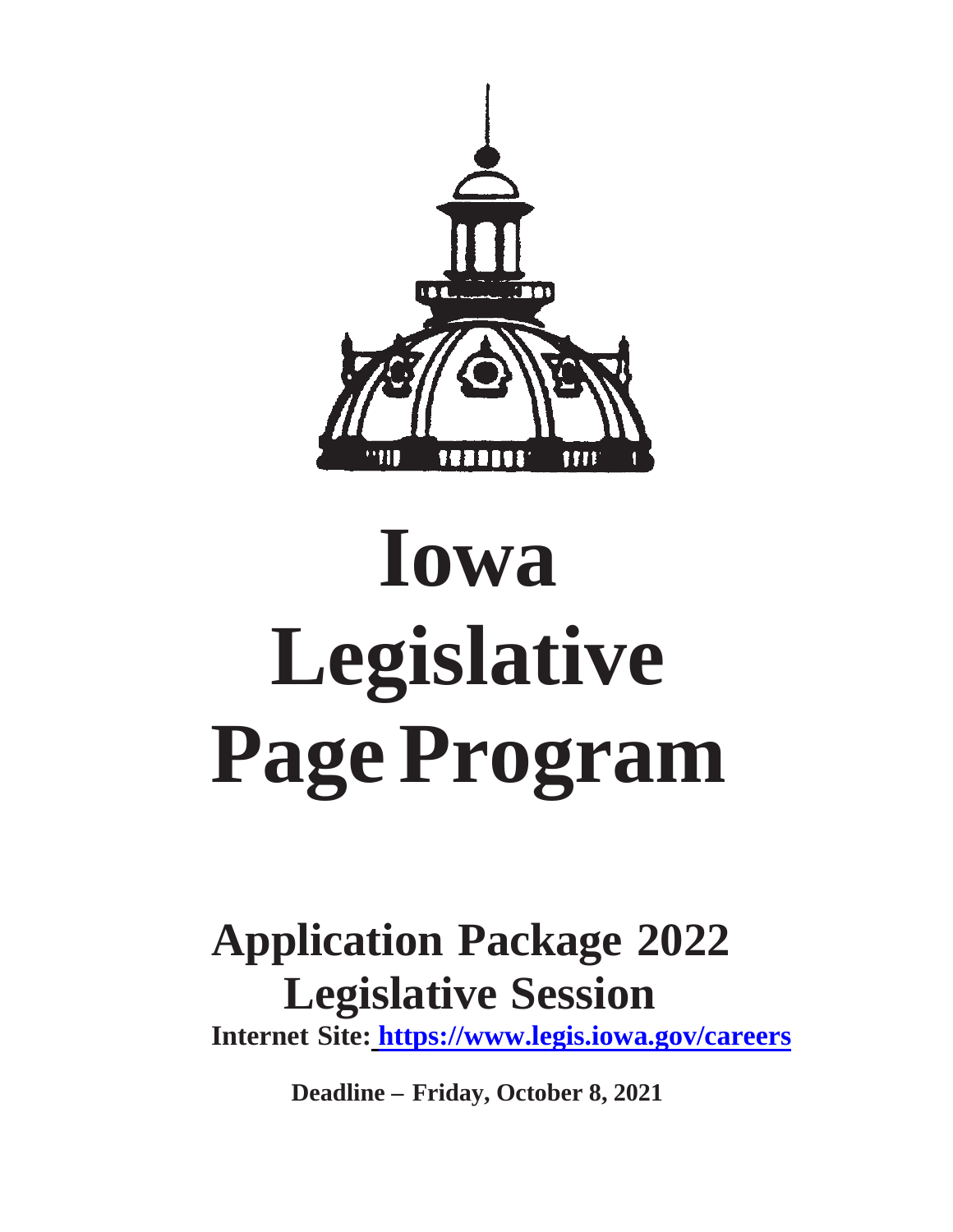# Iowa Legislative Page Program

## Application Package 2022 Legislative Session

**Internet Site: https://www.legis.iowa.gov/careers**

**Deadline – Friday, October 8, 2021**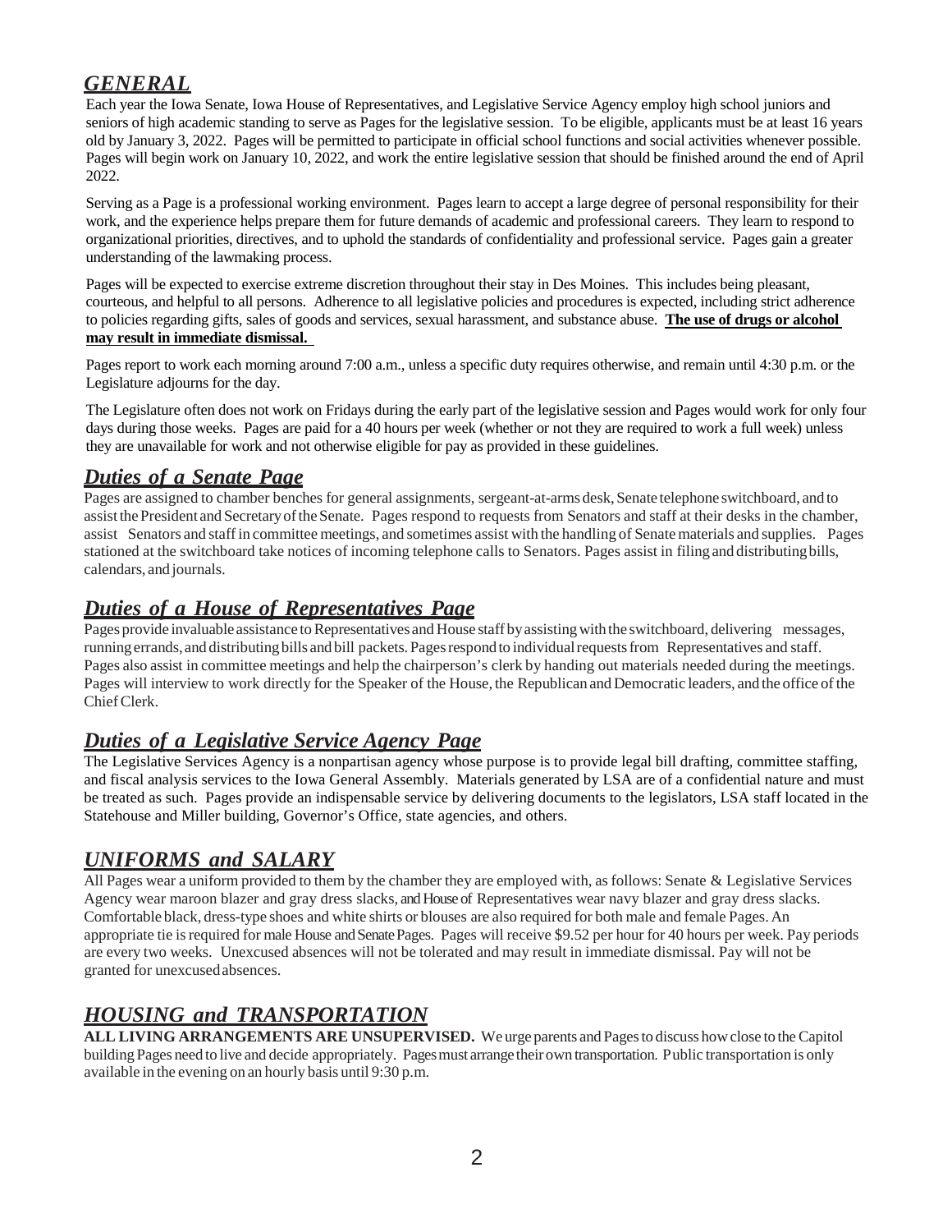## *GENERAL*

Each year the Iowa Senate, Iowa House of Representatives, and Legislative Service Agency employ high school juniors and seniors of high academic standing to serve as Pages for the legislative session. To be eligible, applicants must be at least 16 years old by January 3, 2022. Pages will be permitted to participate in official school functions and social activities whenever possible. Pages will begin work on January 10, 2022, and work the entire legislative session that should be finished around the end of April 2022.

Serving as a Page is a professional working environment. Pages learn to accept a large degree of personal responsibility for their work, and the experience helps prepare them for future demands of academic and professional careers. They learn to respond to organizational priorities, directives, and to uphold the standards of confidentiality and professional service. Pages gain a greater understanding of the lawmaking process.

Pages will be expected to exercise extreme discretion throughout their stay in Des Moines. This includes being pleasant, courteous, and helpful to all persons. Adherence to all legislative policies and procedures is expected, including strict adherence to policies regarding gifts, sales of goods and services, sexual harassment, and substance abuse. **The use of drugs or alcohol may result in immediate dismissal.**

Pages report to work each morning around 7:00 a.m., unless a specific duty requires otherwise, and remain until 4:30 p.m. or the Legislature adjourns for the day.

The Legislature often does not work on Fridays during the early part of the legislative session and Pages would work for only four days during those weeks. Pages are paid for a 40 hours per week (whether or not they are required to work a full week) unless they are unavailable for work and not otherwise eligible for pay as provided in these guidelines.

## *Duties of a Senate Page*

Pages are assigned to chamber benches for general assignments, sergeant-at-arms desk, Senate telephone switchboard, and to assist the President and Secretary of the Senate. Pages respond to requests from Senators and staff at their desks in the chamber, assist Senators and staff in committee meetings, and sometimes assist with the handling of Senate materials and supplies. Pages stationed at the switchboard take notices of incoming telephone calls to Senators. Pages assist in filing and distributing bills, calendars, and journals.

## *Duties of a House of Representatives Page*

Pages provide invaluable assistance to Representatives and House staff by assisting with the switchboard, delivering messages, running errands, and distributing bills and bill packets. Pages respond to individual requests from Representatives and staff. Pages also assist in committee meetings and help the chairperson's clerk by handing out materials needed during the meetings. Pages will interview to work directly for the Speaker of the House, the Republican and Democratic leaders, and the office of the Chief Clerk.

## *Duties of a Legislative Service Agency Page*

The Legislative Services Agency is a nonpartisan agency whose purpose is to provide legal bill drafting, committee staffing, and fiscal analysis services to the Iowa General Assembly. Materials generated by LSA are of a confidential nature and must be treated as such. Pages provide an indispensable service by delivering documents to the legislators, LSA staff located in the Statehouse and Miller building, Governor's Office, state agencies, and others.

## *UNIFORMS and SALARY*

All Pages wear a uniform provided to them by the chamber they are employed with, as follows: Senate & Legislative Services Agency wear maroon blazer and gray dress slacks, and House of Representatives wear navy blazer and gray dress slacks. Comfortable black, dress-type shoes and white shirts or blouses are also required for both male and female Pages. An appropriate tie is required for male House and Senate Pages. Pages will receive $9.52 per hour for 40 hours per week. Pay periods are every two weeks. Unexcused absences will not be tolerated and may result in immediate dismissal. Pay will not be granted for unexcused absences.

## *HOUSING and TRANSPORTATION*

**ALL LIVING ARRANGEMENTS ARE UNSUPERVISED.** We urge parents and Pages to discuss how close to the Capitol building Pages need to live and decide appropriately. Pages must arrange their own transportation. Public transportation is only available in the evening on an hourly basis until 9:30 p.m.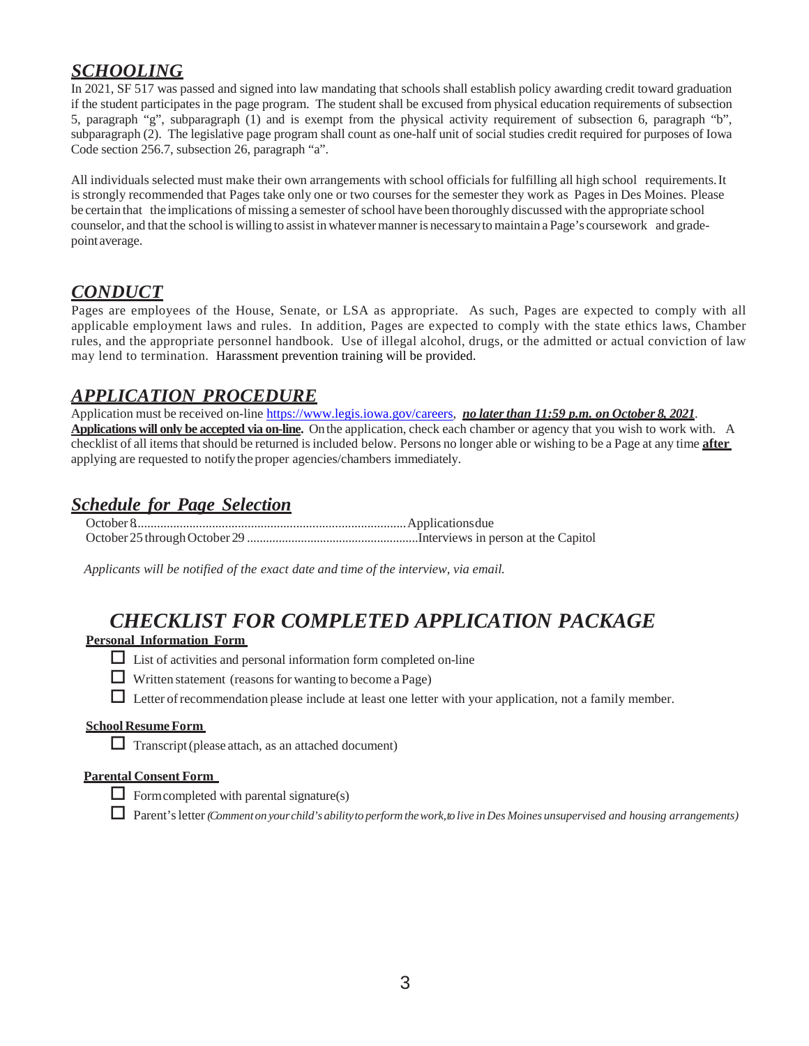## *SCHOOLING*

In 2021, SF 517 was passed and signed into law mandating that schools shall establish policy awarding credit toward graduation if the student participates in the page program. The student shall be excused from physical education requirements of subsection 5, paragraph "g", subparagraph (1) and is exempt from the physical activity requirement of subsection 6, paragraph "b", subparagraph (2). The legislative page program shall count as one-half unit of social studies credit required for purposes of Iowa Code section 256.7, subsection 26, paragraph "a".

All individuals selected must make their own arrangements with school officials for fulfilling all high school requirements. It is strongly recommended that Pages take only one or two courses for the semester they work as Pages in Des Moines. Please be certain that the implications of missing a semester of school have been thoroughly discussed with the appropriate school counselor, and that the school is willing to assist in whatever manner is necessary to maintain a Page's coursework and grade-point average.

## *CONDUCT*

Pages are employees of the House, Senate, or LSA as appropriate. As such, Pages are expected to comply with all applicable employment laws and rules. In addition, Pages are expected to comply with the state ethics laws, Chamber rules, and the appropriate personnel handbook. Use of illegal alcohol, drugs, or the admitted or actual conviction of law may lend to termination. Harassment prevention training will be provided.

## *APPLICATION PROCEDURE*

Application must be received on-line https://www.legis.iowa.gov/careers, ***no later than 11:59 p.m. on October 8, 2021***. **Applications will only be accepted via on-line.** On the application, check each chamber or agency that you wish to work with. A checklist of all items that should be returned is included below. Persons no longer able or wishing to be a Page at any time **after** applying are requested to notify the proper agencies/chambers immediately.

## *Schedule for Page Selection*

October 8....................................................................................Applications due
October 25 through October 29 ......................................................Interviews in person at the Capitol

*Applicants will be notified of the exact date and time of the interview, via email.*

## *CHECKLIST FOR COMPLETED APPLICATION PACKAGE*

**Personal Information Form**

- ☐ List of activities and personal information form completed on-line
- ☐ Written statement (reasons for wanting to become a Page)
- ☐ Letter of recommendation please include at least one letter with your application, not a family member.

**School Resume Form**

- ☐ Transcript (please attach, as an attached document)

**Parental Consent Form**

- ☐ Form completed with parental signature(s)
- ☐ Parent's letter *(Comment on your child's ability to perform the work, to live in Des Moines unsupervised and housing arrangements)*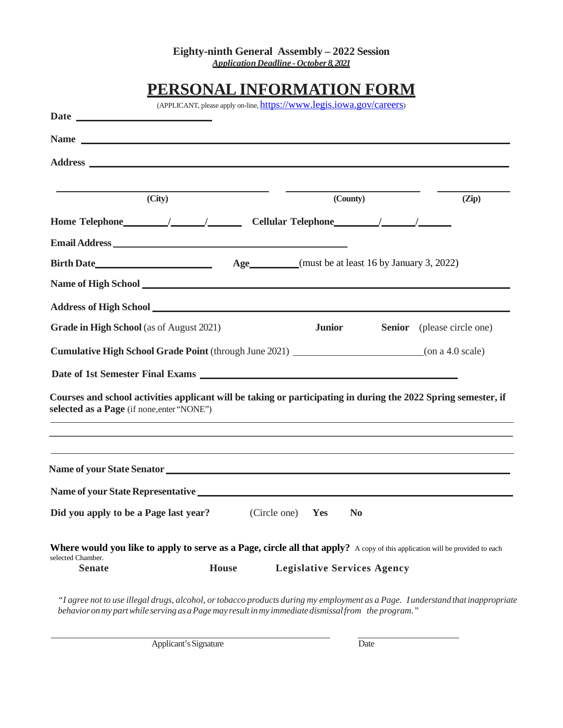**Eighty-ninth General Assembly – 2022 Session**

***Application Deadline - October 8, 2021***

# PERSONAL INFORMATION FORM

(APPLICANT, please apply on-line, https://www.legis.iowa.gov/careers)

**Date** ______________________

**Name** ______________________________________________________________

**Address** ______________________________________________________________

______________________ ______________________ ______________

**(City)** **(County)** **(Zip)**

**Home Telephone**_______/_______/_______ **Cellular Telephone**_______/_______/_______

**Email Address** ______________________________________

**Birth Date**______________________ **Age**_________(must be at least 16 by January 3, 2022)

**Name of High School** ______________________________________________________________

**Address of High School** ______________________________________________________________

**Grade in High School** (as of August 2021) **Junior** **Senior** (please circle one)

**Cumulative High School Grade Point** (through June 2021) ______________________(on a 4.0 scale)

**Date of 1st Semester Final Exams** ______________________________________________

**Courses and school activities applicant will be taking or participating in during the 2022 Spring semester, if selected as a Page** (if none, enter "NONE")

______________________________________________________________

______________________________________________________________

______________________________________________________________

**Name of your State Senator** ______________________________________________________________

**Name of your State Representative** ______________________________________________________________

**Did you apply to be a Page last year?** (Circle one) **Yes** **No**

**Where would you like to apply to serve as a Page, circle all that apply?** A copy of this application will be provided to each selected Chamber.

**Senate** **House** **Legislative Services Agency**

*"I agree not to use illegal drugs, alcohol, or tobacco products during my employment as a Page. I understand that inappropriate behavior on my part while serving as a Page may result in my immediate dismissal from the program."*

______________________________________ ______________

Applicant's Signature Date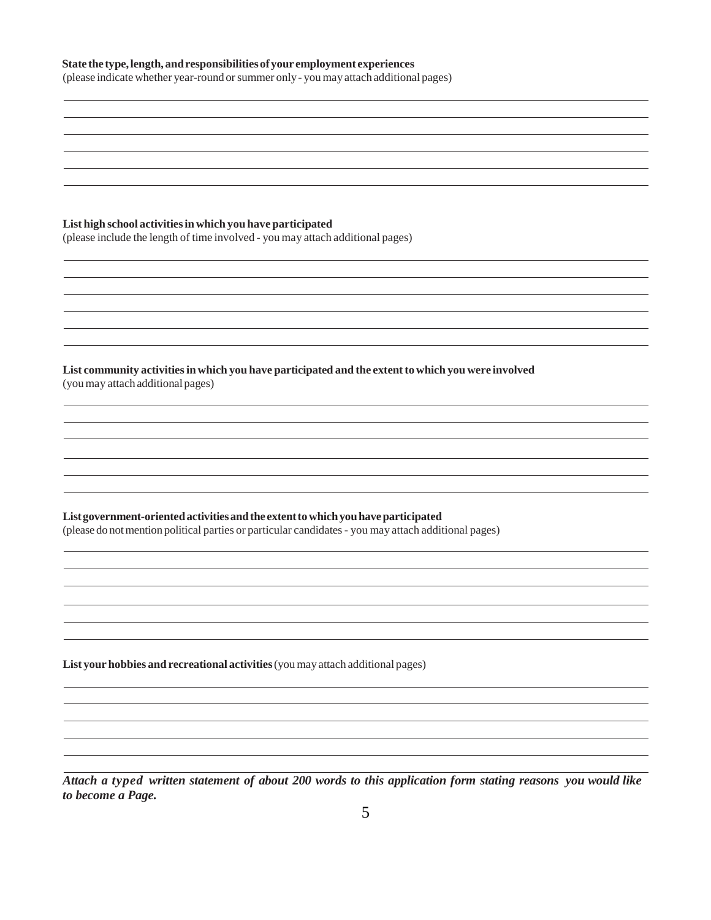**State the type, length, and responsibilities of your employment experiences**
(please indicate whether year-round or summer only - you may attach additional pages)

**List high school activities in which you have participated**
(please include the length of time involved - you may attach additional pages)

**List community activities in which you have participated and the extent to which you were involved**
(you may attach additional pages)

**List government-oriented activities and the extent to which you have participated**
(please do not mention political parties or particular candidates - you may attach additional pages)

**List your hobbies and recreational activities** (you may attach additional pages)

***Attach a typed written statement of about 200 words to this application form stating reasons you would like to become a Page.***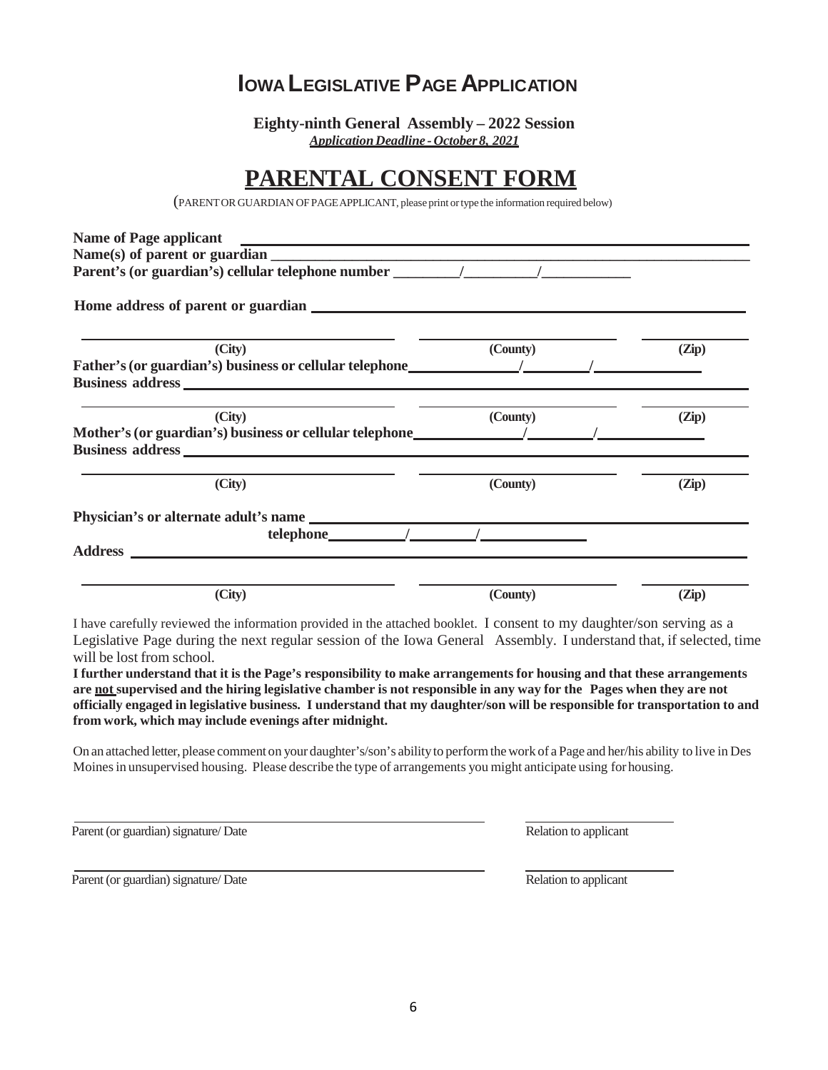# Iowa Legislative Page Application

**Eighty-ninth General Assembly – 2022 Session**
***Application Deadline - October 8, 2021***

## PARENTAL CONSENT FORM

(PARENT OR GUARDIAN OF PAGE APPLICANT, please print or type the information required below)

**Name of Page applicant** ______________________________________________

**Name(s) of parent or guardian** ______________________________________________

**Parent's (or guardian's) cellular telephone number** _________/__________/____________

**Home address of parent or guardian** ______________________________________________

| **(City)** | **(County)** | **(Zip)** |
|---|---|---|

**Father's (or guardian's) business or cellular telephone** ______________/_________/______________

**Business address** ______________________________________________

| **(City)** | **(County)** | **(Zip)** |
|---|---|---|

**Mother's (or guardian's) business or cellular telephone** ______________/_________/______________

**Business address** ______________________________________________

| **(City)** | **(County)** | **(Zip)** |
|---|---|---|

**Physician's or alternate adult's name** ______________________________________________

**telephone** __________/_________/______________

**Address** ______________________________________________

| **(City)** | **(County)** | **(Zip)** |
|---|---|---|

I have carefully reviewed the information provided in the attached booklet. I consent to my daughter/son serving as a Legislative Page during the next regular session of the Iowa General Assembly. I understand that, if selected, time will be lost from school.

**I further understand that it is the Page's responsibility to make arrangements for housing and that these arrangements are <u>not</u> supervised and the hiring legislative chamber is not responsible in any way for the Pages when they are not officially engaged in legislative business. I understand that my daughter/son will be responsible for transportation to and from work, which may include evenings after midnight.**

On an attached letter, please comment on your daughter's/son's ability to perform the work of a Page and her/his ability to live in Des Moines in unsupervised housing. Please describe the type of arrangements you might anticipate using for housing.

______________________________________________ ______________________

Parent (or guardian) signature/ Date Relation to applicant

______________________________________________ ______________________

Parent (or guardian) signature/ Date Relation to applicant